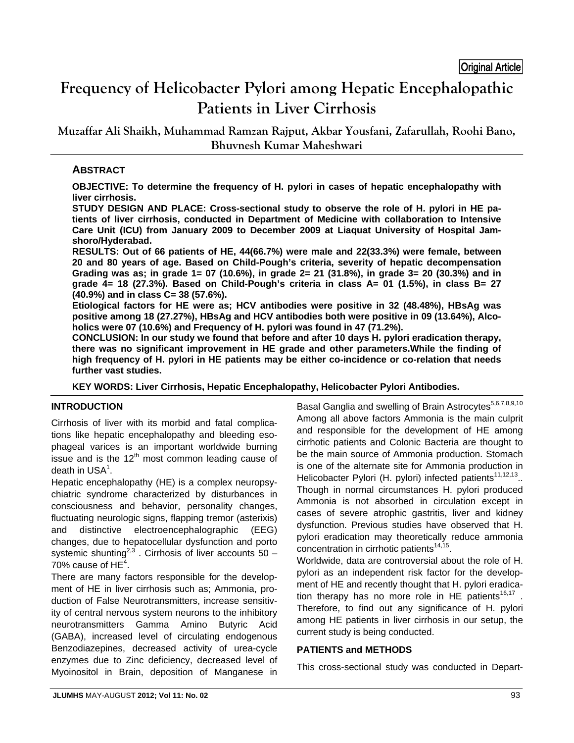Original Article

# Frequency of Helicobacter Pylori among Hepatic Encephalopathic Patients in Liver Cirrhosis

**Muzaffar Ali Shaikh, Muhammad Ramzan Rajput, Akbar Yousfani, Zafarullah, Roohi Bano, Bhuvnesh Kumar Maheshwari**

## ABSTRACT

**OBJECTIVE: To determine the frequency of H. pylori in cases of hepatic encephalopathy with liver cirrhosis.**

**STUDY DESIGN AND PLACE: Cross-sectional study to observe the role of H. pylori in HE patients of liver cirrhosis, conducted in Department of Medicine with collaboration to Intensive Care Unit (ICU) from January 2009 to December 2009 at Liaquat University of Hospital Jamshoro/Hyderabad.**

**RESULTS: Out of 66 patients of HE, 44(66.7%) were male and 22(33.3%) were female, between 20 and 80 years of age. Based on Child-Pough's criteria, severity of hepatic decompensation Grading was as; in grade 1= 07 (10.6%), in grade 2= 21 (31.8%), in grade 3= 20 (30.3%) and in grade 4= 18 (27.3%). Based on Child-Pough's criteria in class A= 01 (1.5%), in class B= 27 (40.9%) and in class C= 38 (57.6%).**

**Etiological factors for HE were as; HCV antibodies were positive in 32 (48.48%), HBsAg was positive among 18 (27.27%), HBsAg and HCV antibodies both were positive in 09 (13.64%), Alcoholics were 07 (10.6%) and Frequency of H. pylori was found in 47 (71.2%).**

**CONCLUSION: In our study we found that before and after 10 days H. pylori eradication therapy, there was no significant improvement in HE grade and other parameters.While the finding of high frequency of H. pylori in HE patients may be either co-incidence or co-relation that needs further vast studies.**

**KEY WORDS: Liver Cirrhosis, Hepatic Encephalopathy, Helicobacter Pylori Antibodies.**

### INTRODUCTION

Cirrhosis of liver with its morbid and fatal complications like hepatic encephalopathy and bleeding esophageal varices is an important worldwide burning issue and is the 12th most common leading cause of death in USA[1].

Hepatic encephalopathy (HE) is a complex neuropsychiatric syndrome characterized by disturbances in consciousness and behavior, personality changes, fluctuating neurologic signs, flapping tremor (asterixis) and distinctive electroencephalographic (EEG) changes, due to hepatocellular dysfunction and porto systemic shunting[2,3] . Cirrhosis of liver accounts 50 – 70% cause of HE[4].

There are many factors responsible for the development of HE in liver cirrhosis such as; Ammonia, production of False Neurotransmitters, increase sensitivity of central nervous system neurons to the inhibitory neurotransmitters Gamma Amino Butyric Acid (GABA), increased level of circulating endogenous Benzodiazepines, decreased activity of urea-cycle enzymes due to Zinc deficiency, decreased level of Myoinositol in Brain, deposition of Manganese in Basal Ganglia and swelling of Brain Astrocytes[5,6,7,8,9,10] Among all above factors Ammonia is the main culprit and responsible for the development of HE among cirrhotic patients and Colonic Bacteria are thought to be the main source of Ammonia production. Stomach is one of the alternate site for Ammonia production in Helicobacter Pylori (H. pylori) infected patients[11,12,13].. Though in normal circumstances H. pylori produced Ammonia is not absorbed in circulation except in cases of severe atrophic gastritis, liver and kidney dysfunction. Previous studies have observed that H. pylori eradication may theoretically reduce ammonia concentration in cirrhotic patients[14,15].

Worldwide, data are controversial about the role of H. pylori as an independent risk factor for the development of HE and recently thought that H. pylori eradication therapy has no more role in HE patients[16,17] . Therefore, to find out any significance of H. pylori among HE patients in liver cirrhosis in our setup, the current study is being conducted.

### PATIENTS and METHODS

This cross-sectional study was conducted in Depart-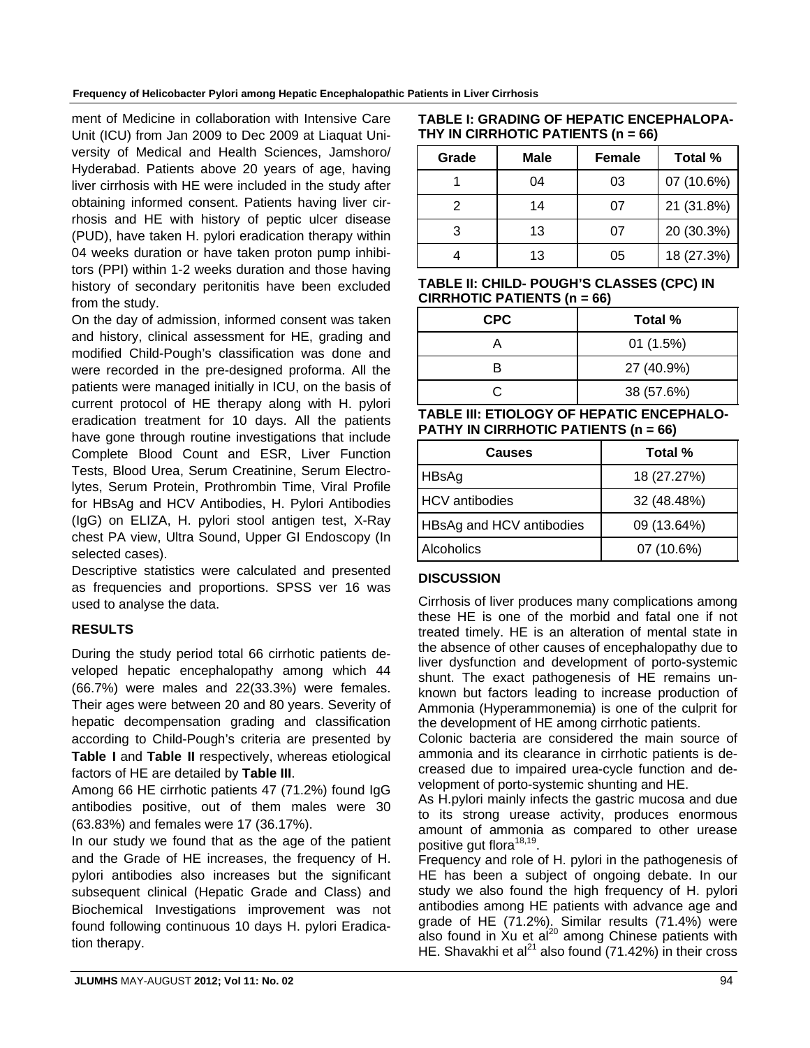ment of Medicine in collaboration with Intensive Care Unit (ICU) from Jan 2009 to Dec 2009 at Liaquat University of Medical and Health Sciences, Jamshoro/ Hyderabad. Patients above 20 years of age, having liver cirrhosis with HE were included in the study after obtaining informed consent. Patients having liver cirrhosis and HE with history of peptic ulcer disease (PUD), have taken H. pylori eradication therapy within 04 weeks duration or have taken proton pump inhibitors (PPI) within 1-2 weeks duration and those having history of secondary peritonitis have been excluded from the study.

On the day of admission, informed consent was taken and history, clinical assessment for HE, grading and modified Child-Pough's classification was done and were recorded in the pre-designed proforma. All the patients were managed initially in ICU, on the basis of current protocol of HE therapy along with H. pylori eradication treatment for 10 days. All the patients have gone through routine investigations that include Complete Blood Count and ESR, Liver Function Tests, Blood Urea, Serum Creatinine, Serum Electrolytes, Serum Protein, Prothrombin Time, Viral Profile for HBsAg and HCV Antibodies, H. Pylori Antibodies (IgG) on ELIZA, H. pylori stool antigen test, X-Ray chest PA view, Ultra Sound, Upper GI Endoscopy (In selected cases).

Descriptive statistics were calculated and presented as frequencies and proportions. SPSS ver 16 was used to analyse the data.

## RESULTS

During the study period total 66 cirrhotic patients developed hepatic encephalopathy among which 44 (66.7%) were males and 22(33.3%) were females. Their ages were between 20 and 80 years. Severity of hepatic decompensation grading and classification according to Child-Pough's criteria are presented by **Table I** and **Table II** respectively, whereas etiological factors of HE are detailed by **Table III**.

Among 66 HE cirrhotic patients 47 (71.2%) found IgG antibodies positive, out of them males were 30 (63.83%) and females were 17 (36.17%).

In our study we found that as the age of the patient and the Grade of HE increases, the frequency of H. pylori antibodies also increases but the significant subsequent clinical (Hepatic Grade and Class) and Biochemical Investigations improvement was not found following continuous 10 days H. pylori Eradication therapy.

**TABLE I: GRADING OF HEPATIC ENCEPHALOPATHY IN CIRRHOTIC PATIENTS (n = 66)**

| Grade | Male | Female | Total % |
|---|---|---|---|
| 1 | 04 | 03 | 07 (10.6%) |
| 2 | 14 | 07 | 21 (31.8%) |
| 3 | 13 | 07 | 20 (30.3%) |
| 4 | 13 | 05 | 18 (27.3%) |

**TABLE II: CHILD- POUGH'S CLASSES (CPC) IN CIRRHOTIC PATIENTS (n = 66)**

| CPC | Total % |
|---|---|
| A | 01 (1.5%) |
| B | 27 (40.9%) |
| C | 38 (57.6%) |

**TABLE III: ETIOLOGY OF HEPATIC ENCEPHALOPATHY IN CIRRHOTIC PATIENTS (n = 66)**

| Causes | Total % |
|---|---|
| HBsAg | 18 (27.27%) |
| HCV antibodies | 32 (48.48%) |
| HBsAg and HCV antibodies | 09 (13.64%) |
| Alcoholics | 07 (10.6%) |

## DISCUSSION

Cirrhosis of liver produces many complications among these HE is one of the morbid and fatal one if not treated timely. HE is an alteration of mental state in the absence of other causes of encephalopathy due to liver dysfunction and development of porto-systemic shunt. The exact pathogenesis of HE remains unknown but factors leading to increase production of Ammonia (Hyperammonemia) is one of the culprit for the development of HE among cirrhotic patients.

Colonic bacteria are considered the main source of ammonia and its clearance in cirrhotic patients is decreased due to impaired urea-cycle function and development of porto-systemic shunting and HE.

As H.pylori mainly infects the gastric mucosa and due to its strong urease activity, produces enormous amount of ammonia as compared to other urease positive gut flora[18,19].

Frequency and role of H. pylori in the pathogenesis of HE has been a subject of ongoing debate. In our study we also found the high frequency of H. pylori antibodies among HE patients with advance age and grade of HE (71.2%). Similar results (71.4%) were also found in Xu et al[20] among Chinese patients with HE. Shavakhi et al[21] also found (71.42%) in their cross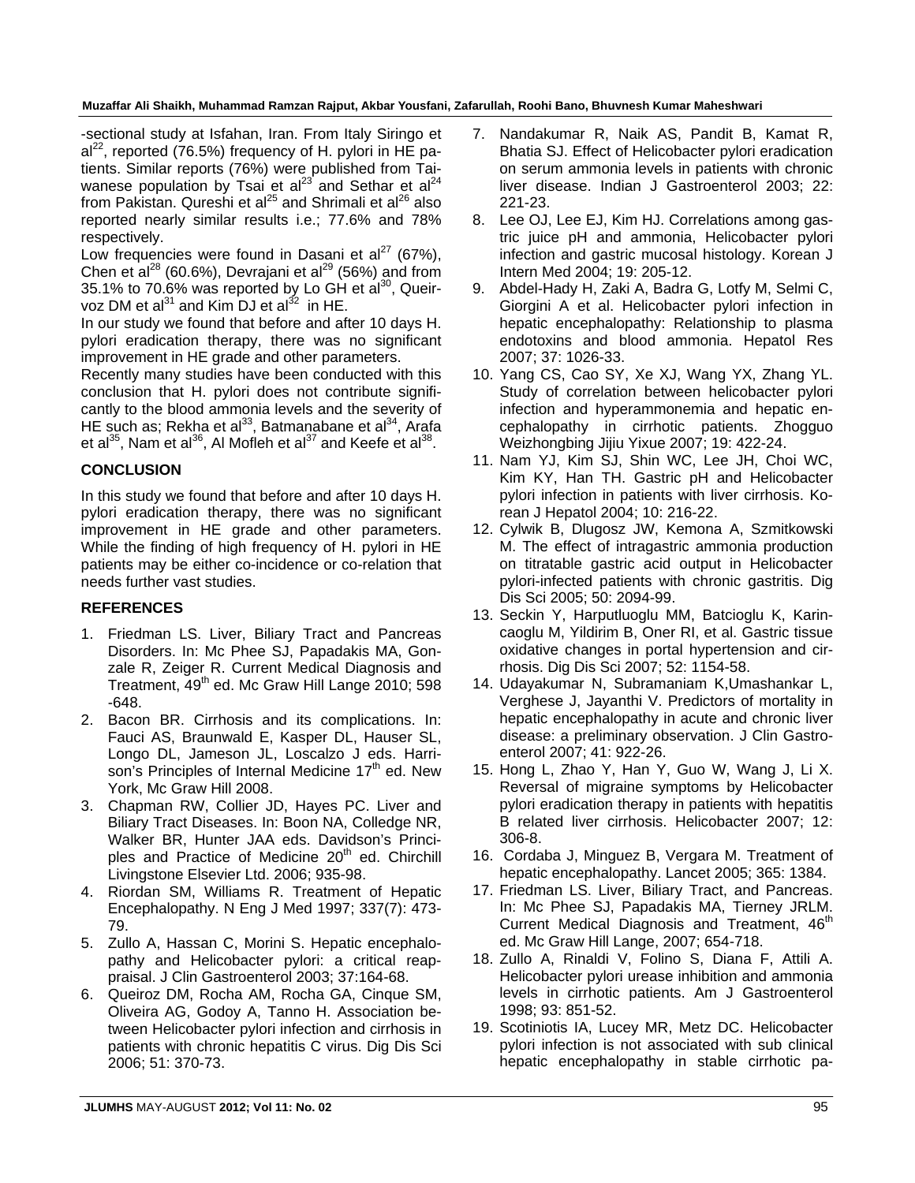-sectional study at Isfahan, Iran. From Italy Siringo et al[22], reported (76.5%) frequency of H. pylori in HE patients. Similar reports (76%) were published from Taiwanese population by Tsai et al[23] and Sethar et al[24] from Pakistan. Qureshi et al[25] and Shrimali et al[26] also reported nearly similar results i.e.; 77.6% and 78% respectively.

Low frequencies were found in Dasani et al[27] (67%), Chen et al[28] (60.6%), Devrajani et al[29] (56%) and from 35.1% to 70.6% was reported by Lo GH et al[30], Queirvoz DM et al[31] and Kim DJ et al[32] in HE.

In our study we found that before and after 10 days H. pylori eradication therapy, there was no significant improvement in HE grade and other parameters.

Recently many studies have been conducted with this conclusion that H. pylori does not contribute significantly to the blood ammonia levels and the severity of HE such as; Rekha et al[33], Batmanabane et al[34], Arafa et al[35], Nam et al[36], Al Mofleh et al[37] and Keefe et al[38].

## CONCLUSION

In this study we found that before and after 10 days H. pylori eradication therapy, there was no significant improvement in HE grade and other parameters. While the finding of high frequency of H. pylori in HE patients may be either co-incidence or co-relation that needs further vast studies.

## REFERENCES

1. Friedman LS. Liver, Biliary Tract and Pancreas Disorders. In: Mc Phee SJ, Papadakis MA, Gonzale R, Zeiger R. Current Medical Diagnosis and Treatment, 49th ed. Mc Graw Hill Lange 2010; 598 -648.
2. Bacon BR. Cirrhosis and its complications. In: Fauci AS, Braunwald E, Kasper DL, Hauser SL, Longo DL, Jameson JL, Loscalzo J eds. Harrison's Principles of Internal Medicine 17th ed. New York, Mc Graw Hill 2008.
3. Chapman RW, Collier JD, Hayes PC. Liver and Biliary Tract Diseases. In: Boon NA, Colledge NR, Walker BR, Hunter JAA eds. Davidson's Principles and Practice of Medicine 20th ed. Chirchill Livingstone Elsevier Ltd. 2006; 935-98.
4. Riordan SM, Williams R. Treatment of Hepatic Encephalopathy. N Eng J Med 1997; 337(7): 473-79.
5. Zullo A, Hassan C, Morini S. Hepatic encephalopathy and Helicobacter pylori: a critical reappraisal. J Clin Gastroenterol 2003; 37:164-68.
6. Queiroz DM, Rocha AM, Rocha GA, Cinque SM, Oliveira AG, Godoy A, Tanno H. Association between Helicobacter pylori infection and cirrhosis in patients with chronic hepatitis C virus. Dig Dis Sci 2006; 51: 370-73.
7. Nandakumar R, Naik AS, Pandit B, Kamat R, Bhatia SJ. Effect of Helicobacter pylori eradication on serum ammonia levels in patients with chronic liver disease. Indian J Gastroenterol 2003; 22: 221-23.
8. Lee OJ, Lee EJ, Kim HJ. Correlations among gastric juice pH and ammonia, Helicobacter pylori infection and gastric mucosal histology. Korean J Intern Med 2004; 19: 205-12.
9. Abdel-Hady H, Zaki A, Badra G, Lotfy M, Selmi C, Giorgini A et al. Helicobacter pylori infection in hepatic encephalopathy: Relationship to plasma endotoxins and blood ammonia. Hepatol Res 2007; 37: 1026-33.
10. Yang CS, Cao SY, Xe XJ, Wang YX, Zhang YL. Study of correlation between helicobacter pylori infection and hyperammonemia and hepatic encephalopathy in cirrhotic patients. Zhogguo Weizhongbing Jijiu Yixue 2007; 19: 422-24.
11. Nam YJ, Kim SJ, Shin WC, Lee JH, Choi WC, Kim KY, Han TH. Gastric pH and Helicobacter pylori infection in patients with liver cirrhosis. Korean J Hepatol 2004; 10: 216-22.
12. Cylwik B, Dlugosz JW, Kemona A, Szmitkowski M. The effect of intragastric ammonia production on titratable gastric acid output in Helicobacter pylori-infected patients with chronic gastritis. Dig Dis Sci 2005; 50: 2094-99.
13. Seckin Y, Harputluoglu MM, Batcioglu K, Karincaoglu M, Yildirim B, Oner RI, et al. Gastric tissue oxidative changes in portal hypertension and cirrhosis. Dig Dis Sci 2007; 52: 1154-58.
14. Udayakumar N, Subramaniam K,Umashankar L, Verghese J, Jayanthi V. Predictors of mortality in hepatic encephalopathy in acute and chronic liver disease: a preliminary observation. J Clin Gastroenterol 2007; 41: 922-26.
15. Hong L, Zhao Y, Han Y, Guo W, Wang J, Li X. Reversal of migraine symptoms by Helicobacter pylori eradication therapy in patients with hepatitis B related liver cirrhosis. Helicobacter 2007; 12: 306-8.
16. Cordaba J, Minguez B, Vergara M. Treatment of hepatic encephalopathy. Lancet 2005; 365: 1384.
17. Friedman LS. Liver, Biliary Tract, and Pancreas. In: Mc Phee SJ, Papadakis MA, Tierney JRLM. Current Medical Diagnosis and Treatment, 46th ed. Mc Graw Hill Lange, 2007; 654-718.
18. Zullo A, Rinaldi V, Folino S, Diana F, Attili A. Helicobacter pylori urease inhibition and ammonia levels in cirrhotic patients. Am J Gastroenterol 1998; 93: 851-52.
19. Scotiniotis IA, Lucey MR, Metz DC. Helicobacter pylori infection is not associated with sub clinical hepatic encephalopathy in stable cirrhotic pa-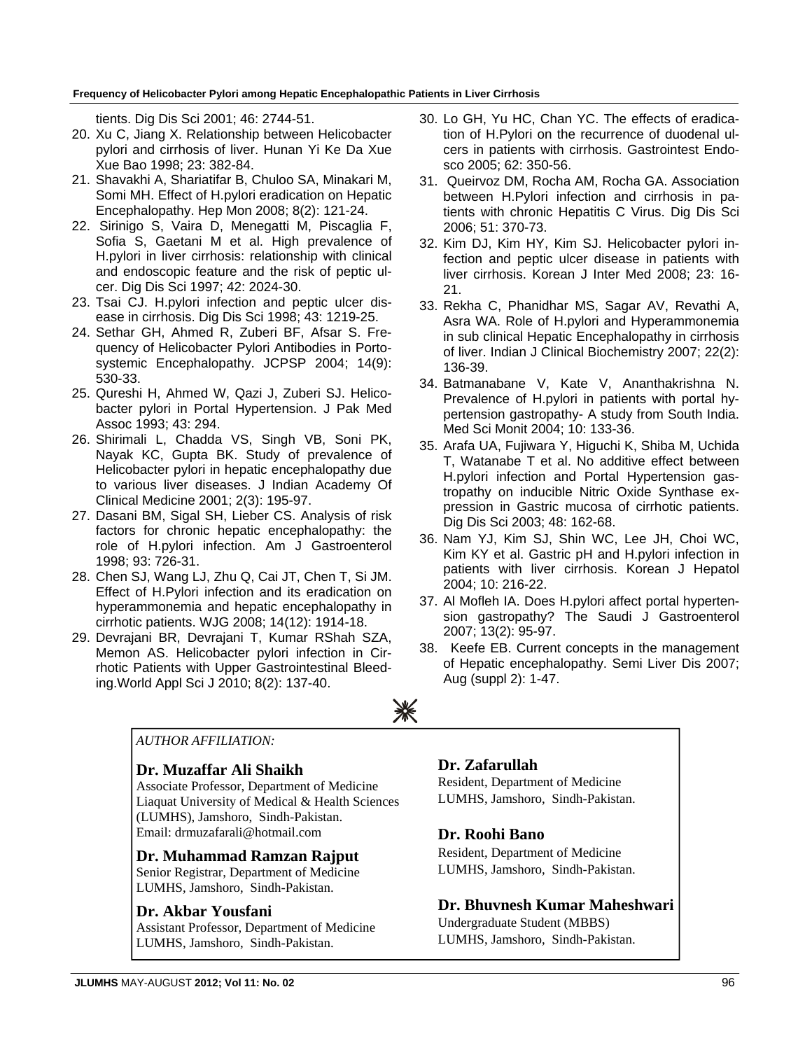tients. Dig Dis Sci 2001; 46: 2744-51.

20. Xu C, Jiang X. Relationship between Helicobacter pylori and cirrhosis of liver. Hunan Yi Ke Da Xue Xue Bao 1998; 23: 382-84.
21. Shavakhi A, Shariatifar B, Chuloo SA, Minakari M, Somi MH. Effect of H.pylori eradication on Hepatic Encephalopathy. Hep Mon 2008; 8(2): 121-24.
22. Sirinigo S, Vaira D, Menegatti M, Piscaglia F, Sofia S, Gaetani M et al. High prevalence of H.pylori in liver cirrhosis: relationship with clinical and endoscopic feature and the risk of peptic ulcer. Dig Dis Sci 1997; 42: 2024-30.
23. Tsai CJ. H.pylori infection and peptic ulcer disease in cirrhosis. Dig Dis Sci 1998; 43: 1219-25.
24. Sethar GH, Ahmed R, Zuberi BF, Afsar S. Frequency of Helicobacter Pylori Antibodies in Portosystemic Encephalopathy. JCPSP 2004; 14(9): 530-33.
25. Qureshi H, Ahmed W, Qazi J, Zuberi SJ. Helicobacter pylori in Portal Hypertension. J Pak Med Assoc 1993; 43: 294.
26. Shirimali L, Chadda VS, Singh VB, Soni PK, Nayak KC, Gupta BK. Study of prevalence of Helicobacter pylori in hepatic encephalopathy due to various liver diseases. J Indian Academy Of Clinical Medicine 2001; 2(3): 195-97.
27. Dasani BM, Sigal SH, Lieber CS. Analysis of risk factors for chronic hepatic encephalopathy: the role of H.pylori infection. Am J Gastroenterol 1998; 93: 726-31.
28. Chen SJ, Wang LJ, Zhu Q, Cai JT, Chen T, Si JM. Effect of H.Pylori infection and its eradication on hyperammonemia and hepatic encephalopathy in cirrhotic patients. WJG 2008; 14(12): 1914-18.
29. Devrajani BR, Devrajani T, Kumar RShah SZA, Memon AS. Helicobacter pylori infection in Cirrhotic Patients with Upper Gastrointestinal Bleeding.World Appl Sci J 2010; 8(2): 137-40.
30. Lo GH, Yu HC, Chan YC. The effects of eradication of H.Pylori on the recurrence of duodenal ulcers in patients with cirrhosis. Gastrointest Endosco 2005; 62: 350-56.
31. Queirvoz DM, Rocha AM, Rocha GA. Association between H.Pylori infection and cirrhosis in patients with chronic Hepatitis C Virus. Dig Dis Sci 2006; 51: 370-73.
32. Kim DJ, Kim HY, Kim SJ. Helicobacter pylori infection and peptic ulcer disease in patients with liver cirrhosis. Korean J Inter Med 2008; 23: 16-21.
33. Rekha C, Phanidhar MS, Sagar AV, Revathi A, Asra WA. Role of H.pylori and Hyperammonemia in sub clinical Hepatic Encephalopathy in cirrhosis of liver. Indian J Clinical Biochemistry 2007; 22(2): 136-39.
34. Batmanabane V, Kate V, Ananthakrishna N. Prevalence of H.pylori in patients with portal hypertension gastropathy- A study from South India. Med Sci Monit 2004; 10: 133-36.
35. Arafa UA, Fujiwara Y, Higuchi K, Shiba M, Uchida T, Watanabe T et al. No additive effect between H.pylori infection and Portal Hypertension gastropathy on inducible Nitric Oxide Synthase expression in Gastric mucosa of cirrhotic patients. Dig Dis Sci 2003; 48: 162-68.
36. Nam YJ, Kim SJ, Shin WC, Lee JH, Choi WC, Kim KY et al. Gastric pH and H.pylori infection in patients with liver cirrhosis. Korean J Hepatol 2004; 10: 216-22.
37. Al Mofleh IA. Does H.pylori affect portal hypertension gastropathy? The Saudi J Gastroenterol 2007; 13(2): 95-97.
38. Keefe EB. Current concepts in the management of Hepatic encephalopathy. Semi Liver Dis 2007; Aug (suppl 2): 1-47.

*AUTHOR AFFILIATION:*

**Dr. Muzaffar Ali Shaikh**
Associate Professor, Department of Medicine
Liaquat University of Medical & Health Sciences (LUMHS), Jamshoro, Sindh-Pakistan.
Email: drmuzafarali@hotmail.com

**Dr. Muhammad Ramzan Rajput**
Senior Registrar, Department of Medicine
LUMHS, Jamshoro, Sindh-Pakistan.

**Dr. Akbar Yousfani**
Assistant Professor, Department of Medicine
LUMHS, Jamshoro, Sindh-Pakistan.

**Dr. Zafarullah**
Resident, Department of Medicine
LUMHS, Jamshoro, Sindh-Pakistan.

**Dr. Roohi Bano**
Resident, Department of Medicine
LUMHS, Jamshoro, Sindh-Pakistan.

**Dr. Bhuvnesh Kumar Maheshwari**
Undergraduate Student (MBBS)
LUMHS, Jamshoro, Sindh-Pakistan.